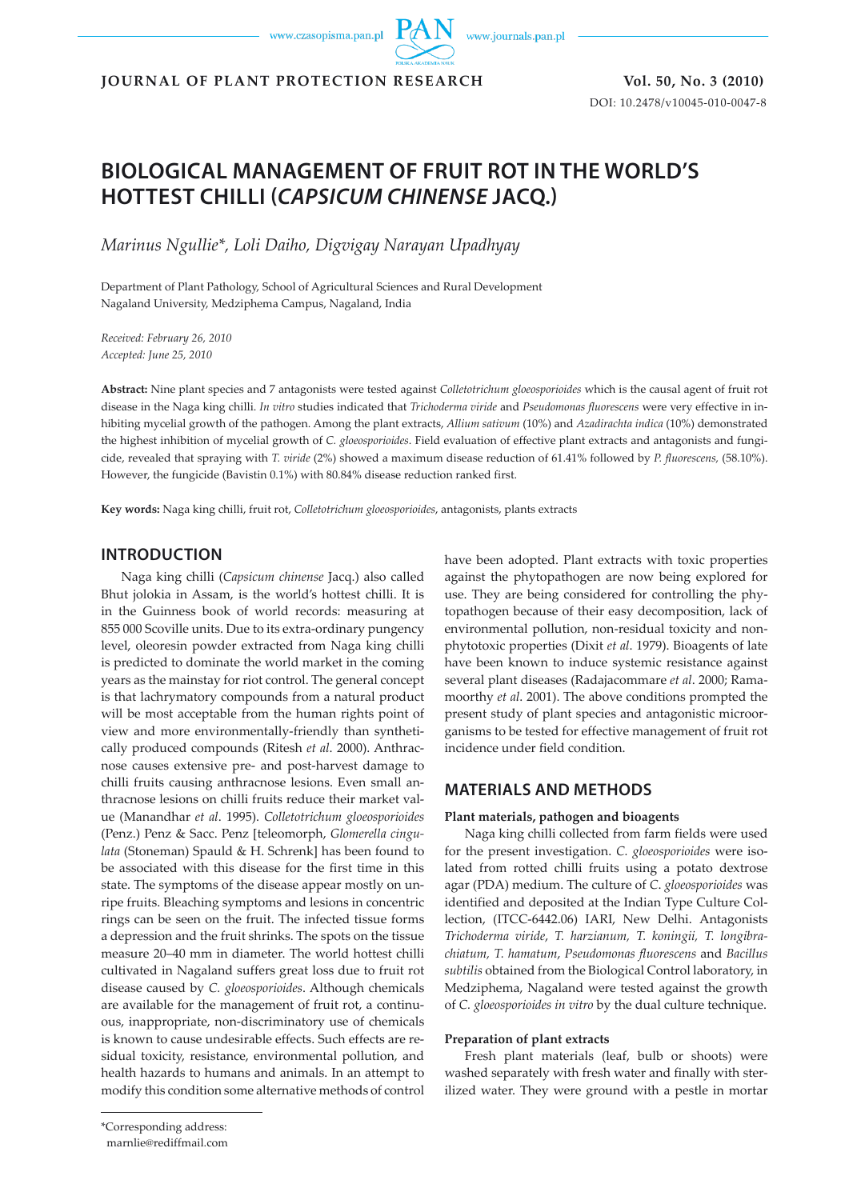**JOURNAL OF PLANT PROTECTION RESEARCH** **Vol. 50, No. 3 (2010)**

DOI: 10.2478/v10045-010-0047-8

# BIOLOGICAL MANAGEMENT OF FRUIT ROT IN THE WORLD'S HOTTEST CHILLI (*CAPSICUM CHINENSE* JACQ.)

*Marinus Ngullie\*, Loli Daiho, Digvigay Narayan Upadhyay*

Department of Plant Pathology, School of Agricultural Sciences and Rural Development
Nagaland University, Medziphema Campus, Nagaland, India

*Received: February 26, 2010*
*Accepted: June 25, 2010*

**Abstract:** Nine plant species and 7 antagonists were tested against *Colletotrichum gloeosporioides* which is the causal agent of fruit rot disease in the Naga king chilli. *In vitro* studies indicated that *Trichoderma viride* and *Pseudomonas fluorescens* were very effective in inhibiting mycelial growth of the pathogen. Among the plant extracts, *Allium sativum* (10%) and *Azadirachta indica* (10%) demonstrated the highest inhibition of mycelial growth of *C. gloeosporioides*. Field evaluation of effective plant extracts and antagonists and fungicide, revealed that spraying with *T. viride* (2%) showed a maximum disease reduction of 61.41% followed by *P. fluorescens*, (58.10%). However, the fungicide (Bavistin 0.1%) with 80.84% disease reduction ranked first.

**Key words:** Naga king chilli, fruit rot, *Colletotrichum gloeosporioides*, antagonists, plants extracts

## INTRODUCTION

Naga king chilli (*Capsicum chinense* Jacq.) also called Bhut jolokia in Assam, is the world's hottest chilli. It is in the Guinness book of world records: measuring at 855 000 Scoville units. Due to its extra-ordinary pungency level, oleoresin powder extracted from Naga king chilli is predicted to dominate the world market in the coming years as the mainstay for riot control. The general concept is that lachrymatory compounds from a natural product will be most acceptable from the human rights point of view and more environmentally-friendly than synthetically produced compounds (Ritesh *et al*. 2000). Anthracnose causes extensive pre- and post-harvest damage to chilli fruits causing anthracnose lesions. Even small anthracnose lesions on chilli fruits reduce their market value (Manandhar *et al*. 1995). *Colletotrichum gloeosporioides* (Penz.) Penz & Sacc. Penz [teleomorph, *Glomerella cingulata* (Stoneman) Spauld & H. Schrenk] has been found to be associated with this disease for the first time in this state. The symptoms of the disease appear mostly on unripe fruits. Bleaching symptoms and lesions in concentric rings can be seen on the fruit. The infected tissue forms a depression and the fruit shrinks. The spots on the tissue measure 20–40 mm in diameter. The world hottest chilli cultivated in Nagaland suffers great loss due to fruit rot disease caused by *C. gloeosporioides*. Although chemicals are available for the management of fruit rot, a continuous, inappropriate, non-discriminatory use of chemicals is known to cause undesirable effects. Such effects are residual toxicity, resistance, environmental pollution, and health hazards to humans and animals. In an attempt to modify this condition some alternative methods of control have been adopted. Plant extracts with toxic properties against the phytopathogen are now being explored for use. They are being considered for controlling the phytopathogen because of their easy decomposition, lack of environmental pollution, non-residual toxicity and non-phytotoxic properties (Dixit *et al*. 1979). Bioagents of late have been known to induce systemic resistance against several plant diseases (Radajacommare *et al*. 2000; Ramamoorthy *et al*. 2001). The above conditions prompted the present study of plant species and antagonistic microorganisms to be tested for effective management of fruit rot incidence under field condition.

## MATERIALS AND METHODS

### Plant materials, pathogen and bioagents

Naga king chilli collected from farm fields were used for the present investigation. *C. gloeosporioides* were isolated from rotted chilli fruits using a potato dextrose agar (PDA) medium. The culture of *C. gloeosporioides* was identified and deposited at the Indian Type Culture Collection, (ITCC-6442.06) IARI, New Delhi. Antagonists *Trichoderma viride*, *T. harzianum*, *T. koningii, T. longibrachiatum, T. hamatum*, *Pseudomonas fluorescens* and *Bacillus subtilis* obtained from the Biological Control laboratory, in Medziphema, Nagaland were tested against the growth of *C. gloeosporioides in vitro* by the dual culture technique.

### Preparation of plant extracts

Fresh plant materials (leaf, bulb or shoots) were washed separately with fresh water and finally with sterilized water. They were ground with a pestle in mortar

\*Corresponding address:
marnlie@rediffmail.com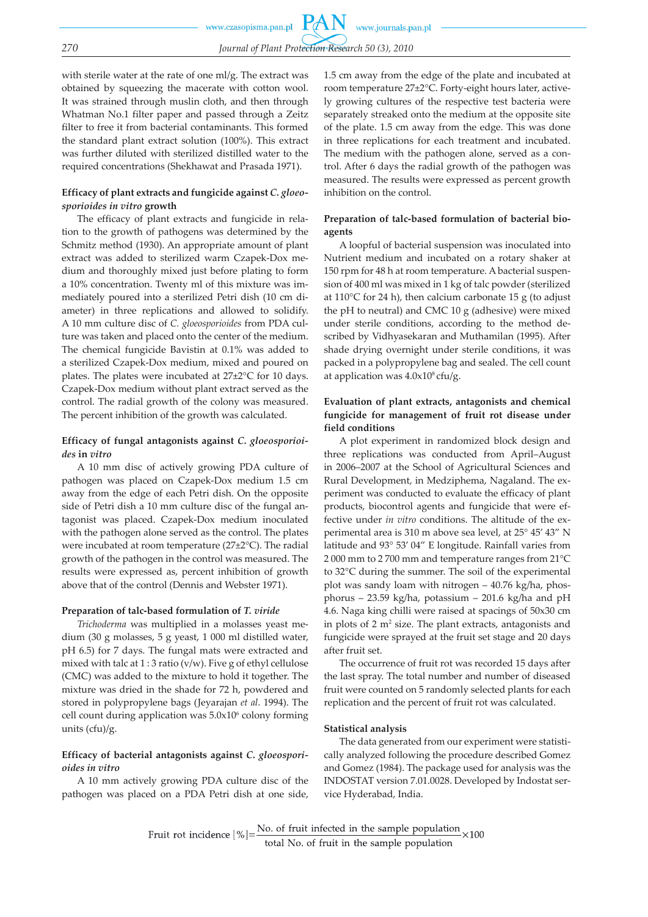with sterile water at the rate of one ml/g. The extract was obtained by squeezing the macerate with cotton wool. It was strained through muslin cloth, and then through Whatman No.1 filter paper and passed through a Zeitz filter to free it from bacterial contaminants. This formed the standard plant extract solution (100%). This extract was further diluted with sterilized distilled water to the required concentrations (Shekhawat and Prasada 1971).

**Efficacy of plant extracts and fungicide against *C. gloeosporioides in vitro* growth**

The efficacy of plant extracts and fungicide in relation to the growth of pathogens was determined by the Schmitz method (1930). An appropriate amount of plant extract was added to sterilized warm Czapek-Dox medium and thoroughly mixed just before plating to form a 10% concentration. Twenty ml of this mixture was immediately poured into a sterilized Petri dish (10 cm diameter) in three replications and allowed to solidify. A 10 mm culture disc of *C. gloeosporioides* from PDA culture was taken and placed onto the center of the medium. The chemical fungicide Bavistin at 0.1% was added to a sterilized Czapek-Dox medium, mixed and poured on plates. The plates were incubated at 27±2°C for 10 days. Czapek-Dox medium without plant extract served as the control. The radial growth of the colony was measured. The percent inhibition of the growth was calculated.

**Efficacy of fungal antagonists against *C. gloeosporioides* in *vitro***

A 10 mm disc of actively growing PDA culture of pathogen was placed on Czapek-Dox medium 1.5 cm away from the edge of each Petri dish. On the opposite side of Petri dish a 10 mm culture disc of the fungal antagonist was placed. Czapek-Dox medium inoculated with the pathogen alone served as the control. The plates were incubated at room temperature (27±2°C). The radial growth of the pathogen in the control was measured. The results were expressed as, percent inhibition of growth above that of the control (Dennis and Webster 1971).

**Preparation of talc-based formulation of *T. viride***

*Trichoderma* was multiplied in a molasses yeast medium (30 g molasses, 5 g yeast, 1 000 ml distilled water, pH 6.5) for 7 days. The fungal mats were extracted and mixed with talc at 1 : 3 ratio (v/w). Five g of ethyl cellulose (CMC) was added to the mixture to hold it together. The mixture was dried in the shade for 72 h, powdered and stored in polypropylene bags (Jeyarajan *et al*. 1994). The cell count during application was $5.0 \times 10^6$ colony forming units (cfu)/g.

**Efficacy of bacterial antagonists against *C. gloeosporioides in vitro***

A 10 mm actively growing PDA culture disc of the pathogen was placed on a PDA Petri dish at one side, 1.5 cm away from the edge of the plate and incubated at room temperature 27±2°C. Forty-eight hours later, actively growing cultures of the respective test bacteria were separately streaked onto the medium at the opposite site of the plate. 1.5 cm away from the edge. This was done in three replications for each treatment and incubated. The medium with the pathogen alone, served as a control. After 6 days the radial growth of the pathogen was measured. The results were expressed as percent growth inhibition on the control.

**Preparation of talc-based formulation of bacterial bioagents**

A loopful of bacterial suspension was inoculated into Nutrient medium and incubated on a rotary shaker at 150 rpm for 48 h at room temperature. A bacterial suspension of 400 ml was mixed in 1 kg of talc powder (sterilized at 110°C for 24 h), then calcium carbonate 15 g (to adjust the pH to neutral) and CMC 10 g (adhesive) were mixed under sterile conditions, according to the method described by Vidhyasekaran and Muthamilan (1995). After shade drying overnight under sterile conditions, it was packed in a polypropylene bag and sealed. The cell count at application was $4.0 \times 10^8$ cfu/g.

**Evaluation of plant extracts, antagonists and chemical fungicide for management of fruit rot disease under field conditions**

A plot experiment in randomized block design and three replications was conducted from April–August in 2006–2007 at the School of Agricultural Sciences and Rural Development, in Medziphema, Nagaland. The experiment was conducted to evaluate the efficacy of plant products, biocontrol agents and fungicide that were effective under *in vitro* conditions. The altitude of the experimental area is 310 m above sea level, at 25° 45′ 43″ N latitude and 93° 53′ 04″ E longitude. Rainfall varies from 2 000 mm to 2 700 mm and temperature ranges from 21°C to 32°C during the summer. The soil of the experimental plot was sandy loam with nitrogen – 40.76 kg/ha, phosphorus – 23.59 kg/ha, potassium – 201.6 kg/ha and pH 4.6. Naga king chilli were raised at spacings of 50x30 cm in plots of 2 $m^2$ size. The plant extracts, antagonists and fungicide were sprayed at the fruit set stage and 20 days after fruit set.

The occurrence of fruit rot was recorded 15 days after the last spray. The total number and number of diseased fruit were counted on 5 randomly selected plants for each replication and the percent of fruit rot was calculated.

**Statistical analysis**

The data generated from our experiment were statistically analyzed following the procedure described Gomez and Gomez (1984). The package used for analysis was the INDOSTAT version 7.01.0028. Developed by Indostat service Hyderabad, India.

$$\text{Fruit rot incidence } [\%] = \frac{\text{No. of fruit infected in the sample population}}{\text{total No. of fruit in the sample population}} \times 100$$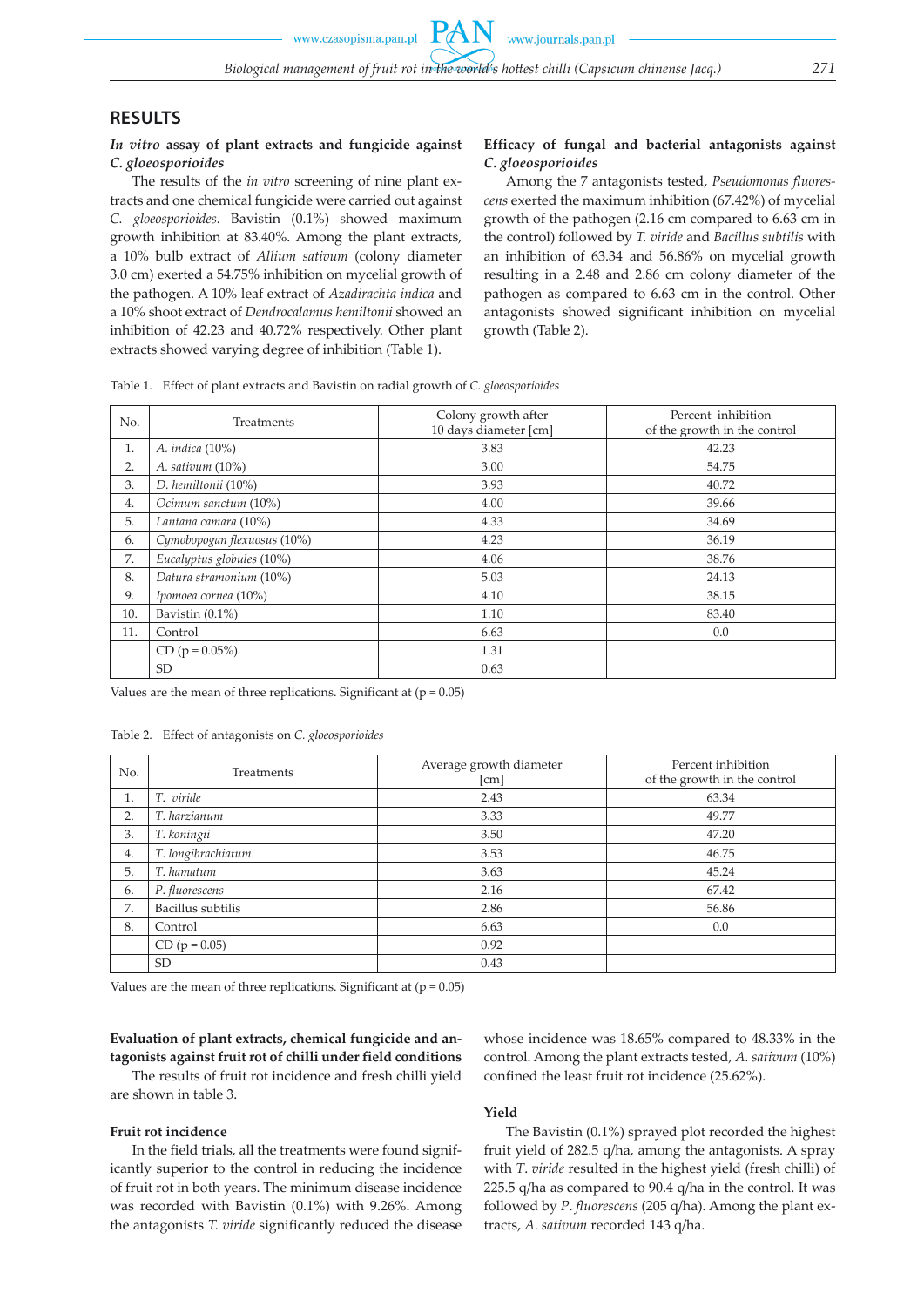## RESULTS

### *In vitro* assay of plant extracts and fungicide against *C. gloeosporioides*

The results of the *in vitro* screening of nine plant extracts and one chemical fungicide were carried out against *C. gloeosporioides*. Bavistin (0.1%) showed maximum growth inhibition at 83.40%. Among the plant extracts, a 10% bulb extract of *Allium sativum* (colony diameter 3.0 cm) exerted a 54.75% inhibition on mycelial growth of the pathogen. A 10% leaf extract of *Azadirachta indica* and a 10% shoot extract of *Dendrocalamus hemiltonii* showed an inhibition of 42.23 and 40.72% respectively. Other plant extracts showed varying degree of inhibition (Table 1).

### Efficacy of fungal and bacterial antagonists against *C. gloeosporioides*

Among the 7 antagonists tested, *Pseudomonas fluorescens* exerted the maximum inhibition (67.42%) of mycelial growth of the pathogen (2.16 cm compared to 6.63 cm in the control) followed by *T. viride* and *Bacillus subtilis* with an inhibition of 63.34 and 56.86% on mycelial growth resulting in a 2.48 and 2.86 cm colony diameter of the pathogen as compared to 6.63 cm in the control. Other antagonists showed significant inhibition on mycelial growth (Table 2).

Table 1. Effect of plant extracts and Bavistin on radial growth of *C. gloeosporioides*

| No. | Treatments | Colony growth after 10 days diameter [cm] | Percent inhibition of the growth in the control |
|---|---|---|---|
| 1. | *A. indica* (10%) | 3.83 | 42.23 |
| 2. | *A. sativum* (10%) | 3.00 | 54.75 |
| 3. | *D. hemiltonii* (10%) | 3.93 | 40.72 |
| 4. | *Ocimum sanctum* (10%) | 4.00 | 39.66 |
| 5. | *Lantana camara* (10%) | 4.33 | 34.69 |
| 6. | *Cymobopogan flexuosus* (10%) | 4.23 | 36.19 |
| 7. | *Eucalyptus globules* (10%) | 4.06 | 38.76 |
| 8. | *Datura stramonium* (10%) | 5.03 | 24.13 |
| 9. | *Ipomoea cornea* (10%) | 4.10 | 38.15 |
| 10. | Bavistin (0.1%) | 1.10 | 83.40 |
| 11. | Control | 6.63 | 0.0 |
| | CD (p = 0.05%) | 1.31 | |
| | SD | 0.63 | |

Values are the mean of three replications. Significant at (p = 0.05)

Table 2. Effect of antagonists on *C. gloeosporioides*

| No. | Treatments | Average growth diameter [cm] | Percent inhibition of the growth in the control |
|---|---|---|---|
| 1. | *T. viride* | 2.43 | 63.34 |
| 2. | *T. harzianum* | 3.33 | 49.77 |
| 3. | *T. koningii* | 3.50 | 47.20 |
| 4. | *T. longibrachiatum* | 3.53 | 46.75 |
| 5. | *T. hamatum* | 3.63 | 45.24 |
| 6. | *P. fluorescens* | 2.16 | 67.42 |
| 7. | Bacillus subtilis | 2.86 | 56.86 |
| 8. | Control | 6.63 | 0.0 |
| | CD (p = 0.05) | 0.92 | |
| | SD | 0.43 | |

Values are the mean of three replications. Significant at (p = 0.05)

### Evaluation of plant extracts, chemical fungicide and antagonists against fruit rot of chilli under field conditions

The results of fruit rot incidence and fresh chilli yield are shown in table 3.

#### Fruit rot incidence

In the field trials, all the treatments were found significantly superior to the control in reducing the incidence of fruit rot in both years. The minimum disease incidence was recorded with Bavistin (0.1%) with 9.26%. Among the antagonists *T. viride* significantly reduced the disease whose incidence was 18.65% compared to 48.33% in the control. Among the plant extracts tested, *A. sativum* (10%) confined the least fruit rot incidence (25.62%).

#### Yield

The Bavistin (0.1%) sprayed plot recorded the highest fruit yield of 282.5 q/ha, among the antagonists. A spray with *T. viride* resulted in the highest yield (fresh chilli) of 225.5 q/ha as compared to 90.4 q/ha in the control. It was followed by *P. fluorescens* (205 q/ha). Among the plant extracts, *A. sativum* recorded 143 q/ha.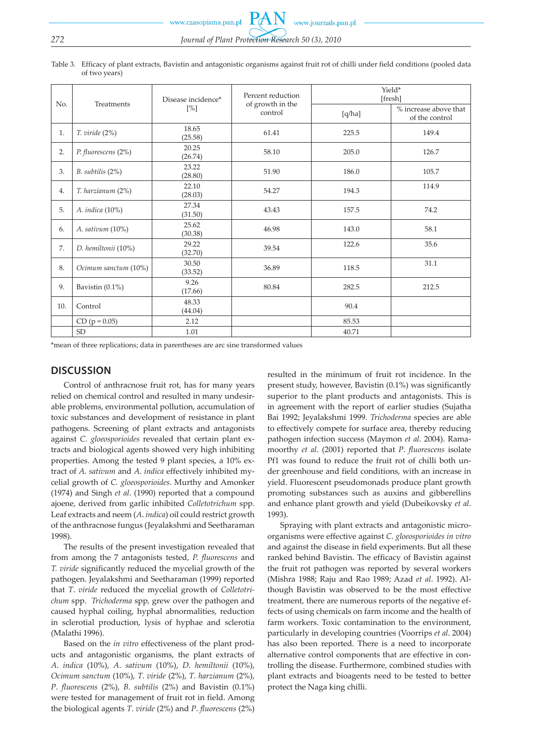Table 3. Efficacy of plant extracts, Bavistin and antagonistic organisms against fruit rot of chilli under field conditions (pooled data of two years)

| No. | Treatments | Disease incidence* [%] | Percent reduction of growth in the control | Yield* [fresh] | |
|---|---|---|---|---|---|
| | | | | [q/ha] | % increase above that of the control |
| 1. | *T. viride* (2%) | 18.65 (25.58) | 61.41 | 225.5 | 149.4 |
| 2. | *P. fluorescens* (2%) | 20.25 (26.74) | 58.10 | 205.0 | 126.7 |
| 3. | *B. subtilis* (2%) | 23.22 (28.80) | 51.90 | 186.0 | 105.7 |
| 4. | *T. harzianum* (2%) | 22.10 (28.03) | 54.27 | 194.3 | 114.9 |
| 5. | *A. indica* (10%) | 27.34 (31.50) | 43.43 | 157.5 | 74.2 |
| 6. | *A. sativum* (10%) | 25.62 (30.38) | 46.98 | 143.0 | 58.1 |
| 7. | *D. hemiltonii* (10%) | 29.22 (32.70) | 39.54 | 122.6 | 35.6 |
| 8. | *Ocimum sanctum* (10%) | 30.50 (33.52) | 36.89 | 118.5 | 31.1 |
| 9. | Bavistin (0.1%) | 9.26 (17.66) | 80.84 | 282.5 | 212.5 |
| 10. | Control | 48.33 (44.04) | | 90.4 | |
| | CD (p = 0.05) | 2.12 | | 85.53 | |
| | SD | 1.01 | | 40.71 | |

*mean of three replications; data in parentheses are arc sine transformed values

## DISCUSSION

Control of anthracnose fruit rot, has for many years relied on chemical control and resulted in many undesirable problems, environmental pollution, accumulation of toxic substances and development of resistance in plant pathogens. Screening of plant extracts and antagonists against *C. gloeosporioides* revealed that certain plant extracts and biological agents showed very high inhibiting properties. Among the tested 9 plant species, a 10% extract of *A. sativum* and *A. indica* effectively inhibited mycelial growth of *C. gloeosporioides*. Murthy and Amonker (1974) and Singh *et al*. (1990) reported that a compound ajoene, derived from garlic inhibited *Colletotrichum* spp. Leaf extracts and neem (*A. indica*) oil could restrict growth of the anthracnose fungus (Jeyalakshmi and Seetharaman 1998).

The results of the present investigation revealed that from among the 7 antagonists tested, *P. fluorescens* and *T. viride* significantly reduced the mycelial growth of the pathogen. Jeyalakshmi and Seetharaman (1999) reported that *T. viride* reduced the mycelial growth of *Colletotrichum* spp. *Trichoderma* spp, grew over the pathogen and caused hyphal coiling, hyphal abnormalities, reduction in sclerotial production, lysis of hyphae and sclerotia (Malathi 1996).

Based on the *in vitro* effectiveness of the plant products and antagonistic organisms, the plant extracts of *A. indica* (10%), *A. sativum* (10%), *D. hemiltonii* (10%), *Ocimum sanctum* (10%), *T. viride* (2%), *T. harzianum* (2%), *P. fluorescens* (2%), *B. subtilis* (2%) and Bavistin (0.1%) were tested for management of fruit rot in field. Among the biological agents *T. viride* (2%) and *P. fluorescens* (2%) resulted in the minimum of fruit rot incidence. In the present study, however, Bavistin (0.1%) was significantly superior to the plant products and antagonists. This is in agreement with the report of earlier studies (Sujatha Bai 1992; Jeyalakshmi 1999. *Trichoderma* species are able to effectively compete for surface area, thereby reducing pathogen infection success (Maymon *et al*. 2004). Ramamoorthy *et al*. (2001) reported that *P. fluorescens* isolate Pf1 was found to reduce the fruit rot of chilli both under greenhouse and field conditions, with an increase in yield. Fluorescent pseudomonads produce plant growth promoting substances such as auxins and gibberellins and enhance plant growth and yield (Dubeikovsky *et al*. 1993).

Spraying with plant extracts and antagonistic microorganisms were effective against *C. gloeosporioides in vitro* and against the disease in field experiments. But all these ranked behind Bavistin. The efficacy of Bavistin against the fruit rot pathogen was reported by several workers (Mishra 1988; Raju and Rao 1989; Azad *et al*. 1992). Although Bavistin was observed to be the most effective treatment, there are numerous reports of the negative effects of using chemicals on farm income and the health of farm workers. Toxic contamination to the environment, particularly in developing countries (Voorrips *et al*. 2004) has also been reported. There is a need to incorporate alternative control components that are effective in controlling the disease. Furthermore, combined studies with plant extracts and bioagents need to be tested to better protect the Naga king chilli.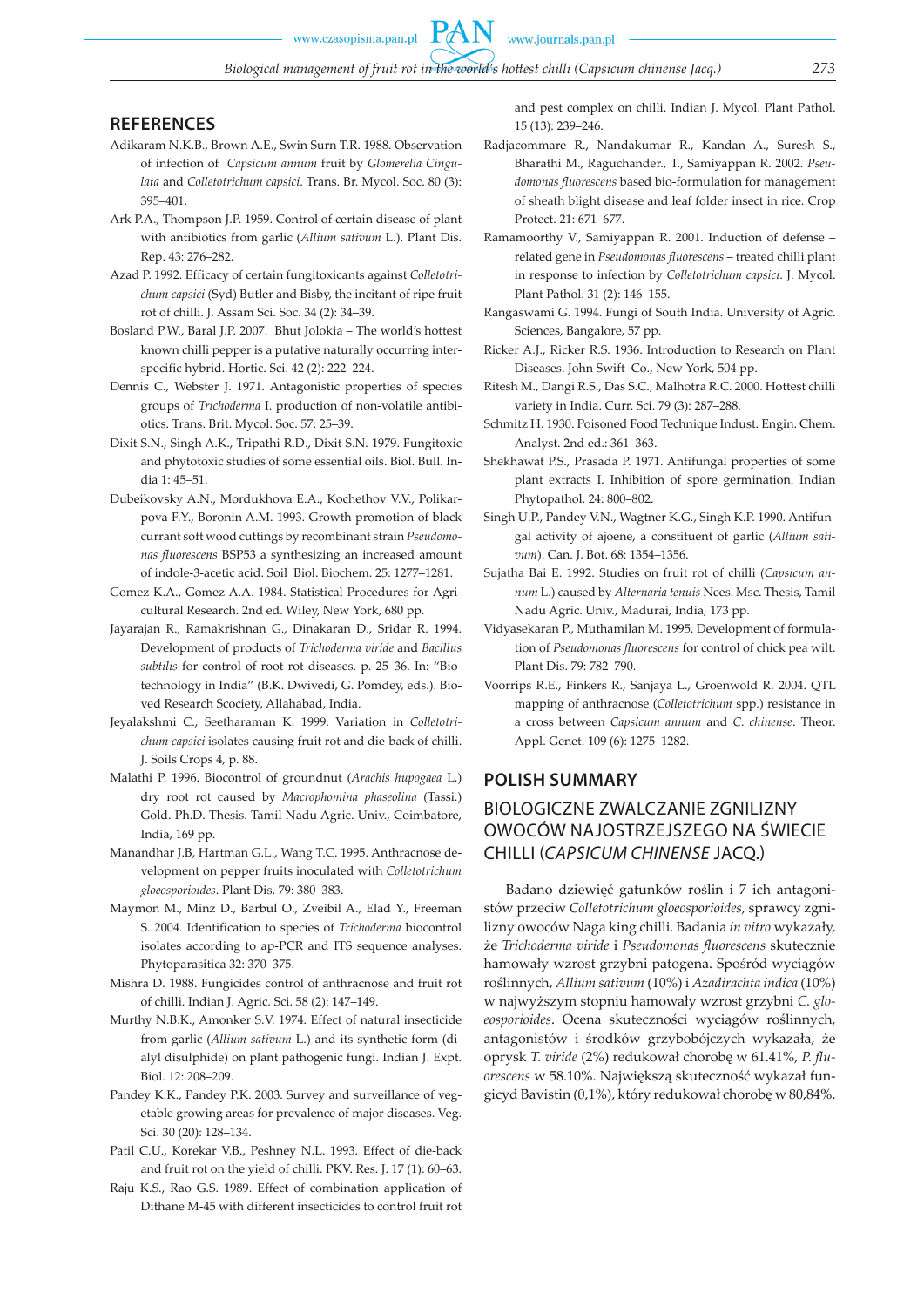## REFERENCES

Adikaram N.K.B., Brown A.E., Swin Surn T.R. 1988. Observation of infection of *Capsicum annum* fruit by *Glomerelia Cingulata* and *Colletotrichum capsici*. Trans. Br. Mycol. Soc. 80 (3): 395–401.

Ark P.A., Thompson J.P. 1959. Control of certain disease of plant with antibiotics from garlic (*Allium sativum* L.). Plant Dis. Rep. 43: 276–282.

Azad P. 1992. Efficacy of certain fungitoxicants against *Colletotrichum capsici* (Syd) Butler and Bisby, the incitant of ripe fruit rot of chilli. J. Assam Sci. Soc. 34 (2): 34–39.

Bosland P.W., Baral J.P. 2007. Bhut Jolokia – The world's hottest known chilli pepper is a putative naturally occurring interspecific hybrid. Hortic. Sci. 42 (2): 222–224.

Dennis C., Webster J. 1971. Antagonistic properties of species groups of *Trichoderma* I. production of non-volatile antibiotics. Trans. Brit. Mycol. Soc. 57: 25–39.

Dixit S.N., Singh A.K., Tripathi R.D., Dixit S.N. 1979. Fungitoxic and phytotoxic studies of some essential oils. Biol. Bull. India 1: 45–51.

Dubeikovsky A.N., Mordukhova E.A., Kochethov V.V., Polikarpova F.Y., Boronin A.M. 1993. Growth promotion of black currant soft wood cuttings by recombinant strain *Pseudomonas fluorescens* BSP53 a synthesizing an increased amount of indole-3-acetic acid. Soil Biol. Biochem. 25: 1277–1281.

Gomez K.A., Gomez A.A. 1984. Statistical Procedures for Agricultural Research. 2nd ed. Wiley, New York, 680 pp.

Jayarajan R., Ramakrishnan G., Dinakaran D., Sridar R. 1994. Development of products of *Trichoderma viride* and *Bacillus subtilis* for control of root rot diseases. p. 25–36. In: "Biotechnology in India" (B.K. Dwivedi, G. Pomdey, eds.). Bioved Research Scociety, Allahabad, India.

Jeyalakshmi C., Seetharaman K. 1999. Variation in *Colletotrichum capsici* isolates causing fruit rot and die-back of chilli. J. Soils Crops 4, p. 88.

Malathi P. 1996. Biocontrol of groundnut (*Arachis hupogaea* L.) dry root rot caused by *Macrophomina phaseolina* (Tassi.) Gold. Ph.D. Thesis. Tamil Nadu Agric. Univ., Coimbatore, India, 169 pp.

Manandhar J.B, Hartman G.L., Wang T.C. 1995. Anthracnose development on pepper fruits inoculated with *Colletotrichum gloeosporioides*. Plant Dis. 79: 380–383.

Maymon M., Minz D., Barbul O., Zveibil A., Elad Y., Freeman S. 2004. Identification to species of *Trichoderma* biocontrol isolates according to ap-PCR and ITS sequence analyses. Phytoparasitica 32: 370–375.

Mishra D. 1988. Fungicides control of anthracnose and fruit rot of chilli. Indian J. Agric. Sci. 58 (2): 147–149.

Murthy N.B.K., Amonker S.V. 1974. Effect of natural insecticide from garlic (*Allium sativum* L.) and its synthetic form (dialyl disulphide) on plant pathogenic fungi. Indian J. Expt. Biol. 12: 208–209.

Pandey K.K., Pandey P.K. 2003. Survey and surveillance of vegetable growing areas for prevalence of major diseases. Veg. Sci. 30 (20): 128–134.

Patil C.U., Korekar V.B., Peshney N.L. 1993. Effect of die-back and fruit rot on the yield of chilli. PKV. Res. J. 17 (1): 60–63.

Raju K.S., Rao G.S. 1989. Effect of combination application of Dithane M-45 with different insecticides to control fruit rot and pest complex on chilli. Indian J. Mycol. Plant Pathol. 15 (13): 239–246.

Radjacommare R., Nandakumar R., Kandan A., Suresh S., Bharathi M., Raguchander., T., Samiyappan R. 2002. *Pseudomonas fluorescens* based bio-formulation for management of sheath blight disease and leaf folder insect in rice. Crop Protect. 21: 671–677.

Ramamoorthy V., Samiyappan R. 2001. Induction of defense – related gene in *Pseudomonas fluorescens* – treated chilli plant in response to infection by *Colletotrichum capsici*. J. Mycol. Plant Pathol. 31 (2): 146–155.

Rangaswami G. 1994. Fungi of South India. University of Agric. Sciences, Bangalore, 57 pp.

Ricker A.J., Ricker R.S. 1936. Introduction to Research on Plant Diseases. John Swift Co., New York, 504 pp.

Ritesh M., Dangi R.S., Das S.C., Malhotra R.C. 2000. Hottest chilli variety in India. Curr. Sci. 79 (3): 287–288.

Schmitz H. 1930. Poisoned Food Technique Indust. Engin. Chem. Analyst. 2nd ed.: 361–363.

Shekhawat P.S., Prasada P. 1971. Antifungal properties of some plant extracts I. Inhibition of spore germination. Indian Phytopathol. 24: 800–802.

Singh U.P., Pandey V.N., Wagner K.G., Singh K.P. 1990. Antifungal activity of ajoene, a constituent of garlic (*Allium sativum*). Can. J. Bot. 68: 1354–1356.

Sujatha Bai E. 1992. Studies on fruit rot of chilli (*Capsicum annum* L.) caused by *Alternaria tenuis* Nees. Msc. Thesis, Tamil Nadu Agric. Univ., Madurai, India, 173 pp.

Vidyasekaran P., Muthamilan M. 1995. Development of formulation of *Pseudomonas fluorescens* for control of chick pea wilt. Plant Dis. 79: 782–790.

Voorrips R.E., Finkers R., Sanjaya L., Groenwold R. 2004. QTL mapping of anthracnose (*Colletotrichum* spp.) resistance in a cross between *Capsicum annum* and *C. chinense*. Theor. Appl. Genet. 109 (6): 1275–1282.

## POLISH SUMMARY

### BIOLOGICZNE ZWALCZANIE ZGNILIZNY OWOCÓW NAJOSTRZEJSZEGO NA ŚWIECIE CHILLI (*CAPSICUM CHINENSE* JACQ.)

Badano dziewięć gatunków roślin i 7 ich antagonistów przeciw *Colletotrichum gloeosporioides*, sprawcy zgnilizny owoców Naga king chilli. Badania *in vitro* wykazały, że *Trichoderma viride* i *Pseudomonas fluorescens* skutecznie hamowały wzrost grzybni patogena. Spośród wyciągów roślinnych, *Allium sativum* (10%) i *Azadirachta indica* (10%) w najwyższym stopniu hamowały wzrost grzybni *C. gloeosporioides*. Ocena skuteczności wyciągów roślinnych, antagonistów i środków grzybobójczych wykazała, że oprysk *T. viride* (2%) redukował chorobę w 61.41%, *P. fluorescens* w 58.10%. Największą skuteczność wykazał fungicyd Bavistin (0,1%), który redukował chorobę w 80,84%.